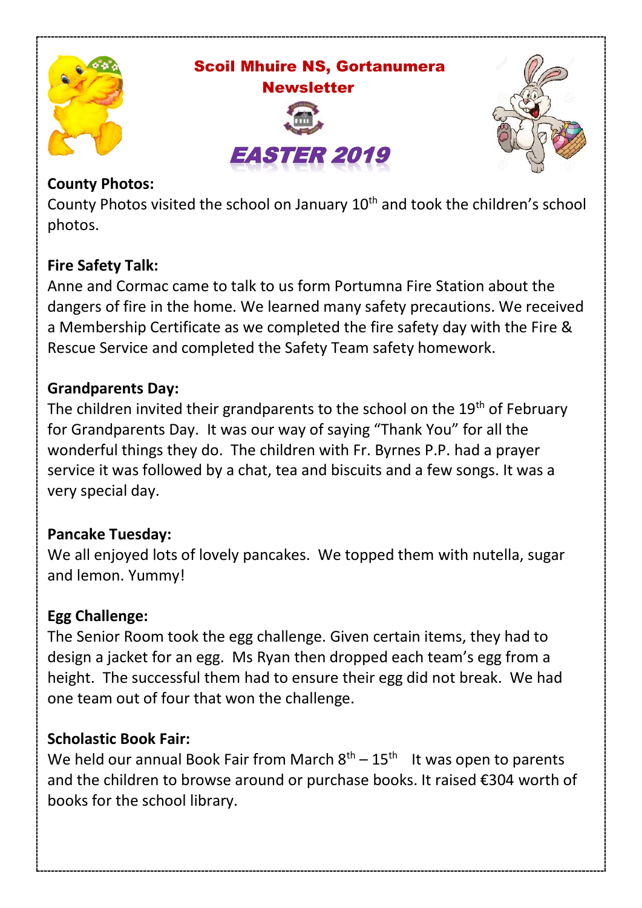# Scoil Mhuire NS, Gortanumera

## Newsletter

## EASTER 2019

**County Photos:**

County Photos visited the school on January 10th and took the children's school photos.

**Fire Safety Talk:**

Anne and Cormac came to talk to us form Portumna Fire Station about the dangers of fire in the home. We learned many safety precautions. We received a Membership Certificate as we completed the fire safety day with the Fire & Rescue Service and completed the Safety Team safety homework.

**Grandparents Day:**

The children invited their grandparents to the school on the 19th of February for Grandparents Day. It was our way of saying "Thank You" for all the wonderful things they do. The children with Fr. Byrnes P.P. had a prayer service it was followed by a chat, tea and biscuits and a few songs. It was a very special day.

**Pancake Tuesday:**

We all enjoyed lots of lovely pancakes. We topped them with nutella, sugar and lemon. Yummy!

**Egg Challenge:**

The Senior Room took the egg challenge. Given certain items, they had to design a jacket for an egg. Ms Ryan then dropped each team's egg from a height. The successful them had to ensure their egg did not break. We had one team out of four that won the challenge.

**Scholastic Book Fair:**

We held our annual Book Fair from March 8th – 15th It was open to parents and the children to browse around or purchase books. It raised €304 worth of books for the school library.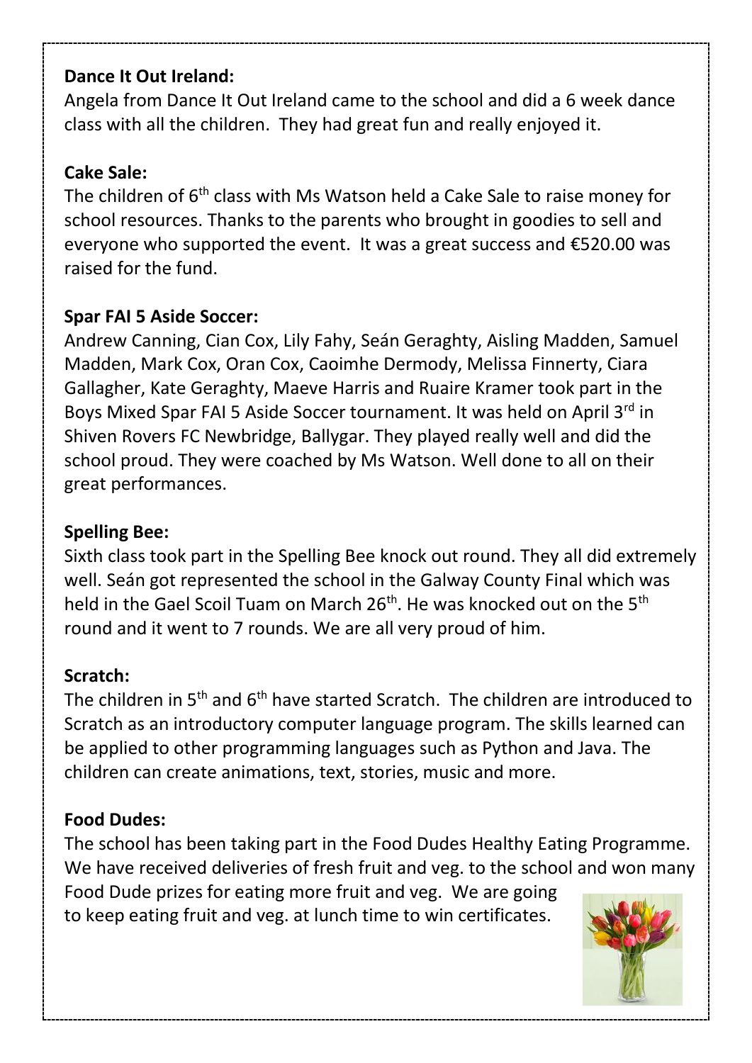**Dance It Out Ireland:**

Angela from Dance It Out Ireland came to the school and did a 6 week dance class with all the children. They had great fun and really enjoyed it.

**Cake Sale:**

The children of 6th class with Ms Watson held a Cake Sale to raise money for school resources. Thanks to the parents who brought in goodies to sell and everyone who supported the event. It was a great success and €520.00 was raised for the fund.

**Spar FAI 5 Aside Soccer:**

Andrew Canning, Cian Cox, Lily Fahy, Seán Geraghty, Aisling Madden, Samuel Madden, Mark Cox, Oran Cox, Caoimhe Dermody, Melissa Finnerty, Ciara Gallagher, Kate Geraghty, Maeve Harris and Ruaire Kramer took part in the Boys Mixed Spar FAI 5 Aside Soccer tournament. It was held on April 3rd in Shiven Rovers FC Newbridge, Ballygar. They played really well and did the school proud. They were coached by Ms Watson. Well done to all on their great performances.

**Spelling Bee:**

Sixth class took part in the Spelling Bee knock out round. They all did extremely well. Seán got represented the school in the Galway County Final which was held in the Gael Scoil Tuam on March 26th. He was knocked out on the 5th round and it went to 7 rounds. We are all very proud of him.

**Scratch:**

The children in 5th and 6th have started Scratch. The children are introduced to Scratch as an introductory computer language program. The skills learned can be applied to other programming languages such as Python and Java. The children can create animations, text, stories, music and more.

**Food Dudes:**

The school has been taking part in the Food Dudes Healthy Eating Programme. We have received deliveries of fresh fruit and veg. to the school and won many Food Dude prizes for eating more fruit and veg. We are going to keep eating fruit and veg. at lunch time to win certificates.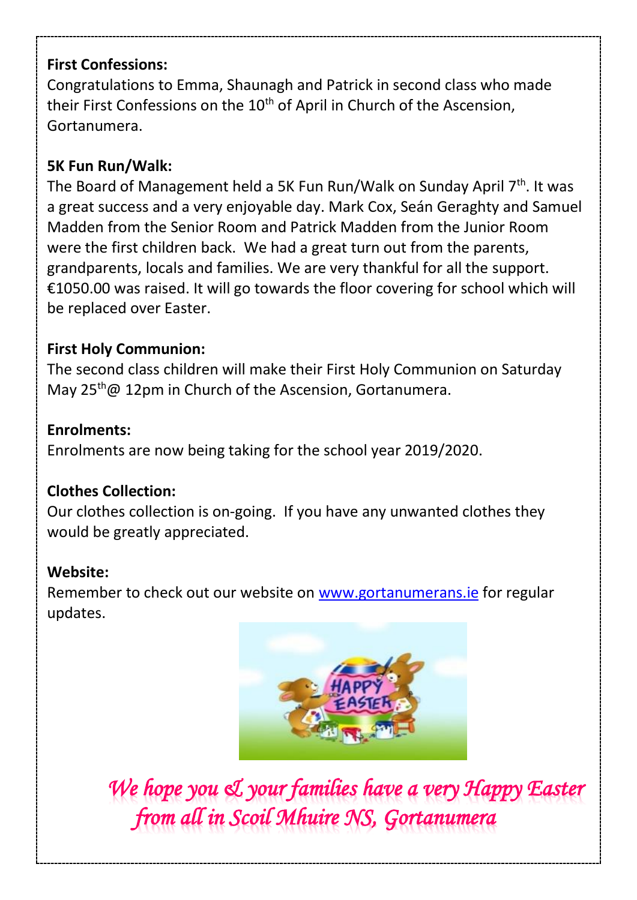**First Confessions:**
Congratulations to Emma, Shaunagh and Patrick in second class who made their First Confessions on the 10th of April in Church of the Ascension, Gortanumera.

**5K Fun Run/Walk:**
The Board of Management held a 5K Fun Run/Walk on Sunday April 7th. It was a great success and a very enjoyable day. Mark Cox, Seán Geraghty and Samuel Madden from the Senior Room and Patrick Madden from the Junior Room were the first children back. We had a great turn out from the parents, grandparents, locals and families. We are very thankful for all the support. €1050.00 was raised. It will go towards the floor covering for school which will be replaced over Easter.

**First Holy Communion:**
The second class children will make their First Holy Communion on Saturday May 25th@ 12pm in Church of the Ascension, Gortanumera.

**Enrolments:**
Enrolments are now being taking for the school year 2019/2020.

**Clothes Collection:**
Our clothes collection is on-going. If you have any unwanted clothes they would be greatly appreciated.

**Website:**
Remember to check out our website on [www.gortanumerans.ie](http://www.gortanumerans.ie) for regular updates.

*We hope you & your families have a very Happy Easter from all in Scoil Mhuire NS, Gortanumera*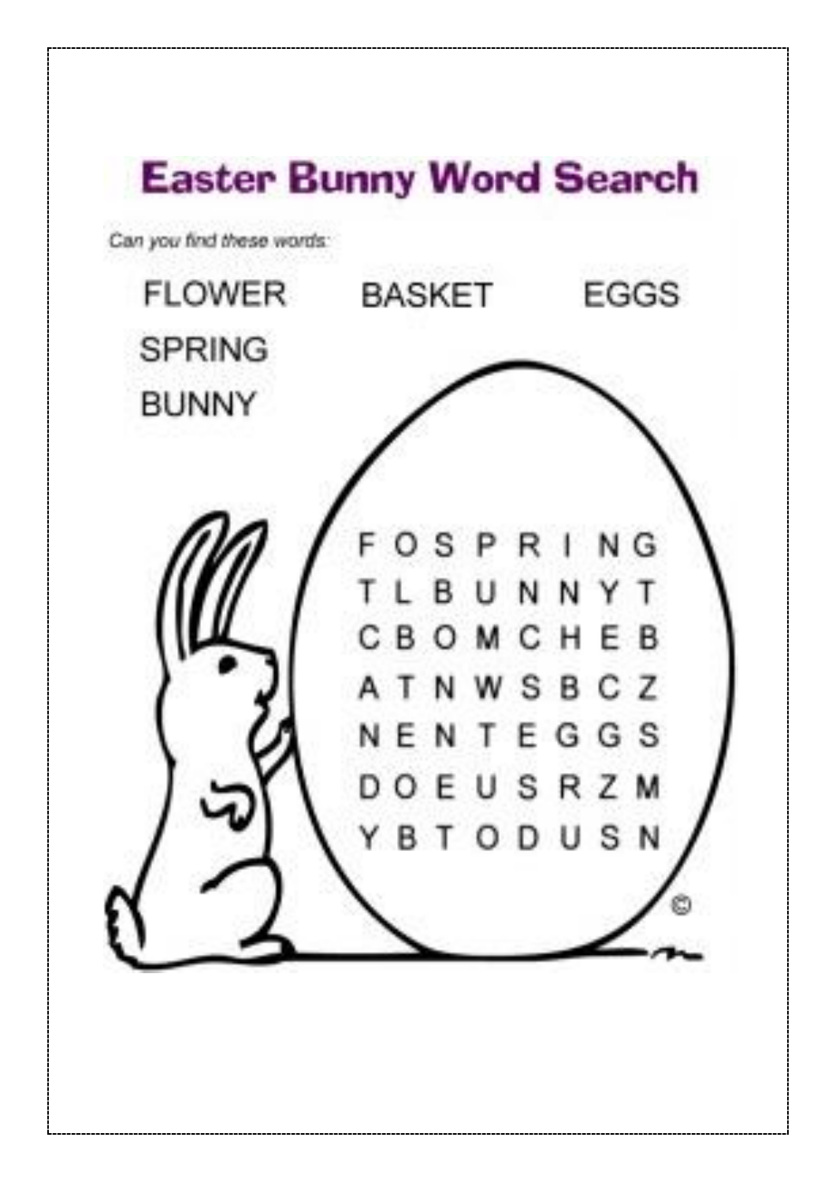# Easter Bunny Word Search

*Can you find these words:*

FLOWER    BASKET    EGGS

SPRING

BUNNY

| | | | | | | | |
|---|---|---|---|---|---|---|---|
| F | O | S | P | R | I | N | G |
| T | L | B | U | N | N | Y | T |
| C | B | O | M | C | H | E | B |
| A | T | N | W | S | B | C | Z |
| N | E | N | T | E | G | G | S |
| D | O | E | U | S | R | Z | M |
| Y | B | T | O | D | U | S | N |

©